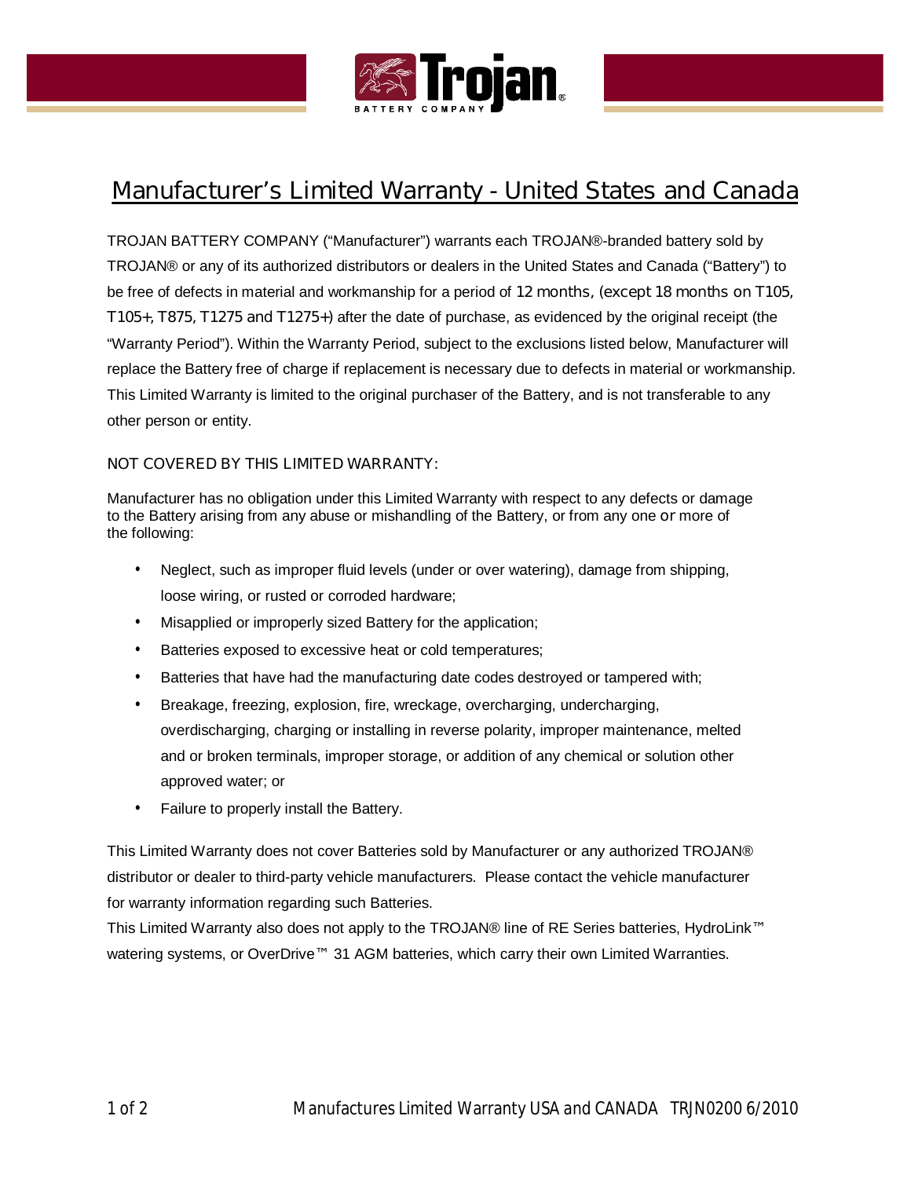# Manufacturer's Limited Warranty - United States and Canada

TROJAN BATTERY COMPANY ("Manufacturer") warrants each TROJAN®-branded battery sold by TROJAN® or any of its authorized distributors or dealers in the United States and Canada ("Battery") to be free of defects in material and workmanship for a period of 12 months, (except 18 months on T105, T105+, T875, T1275 and T1275+) after the date of purchase, as evidenced by the original receipt (the "Warranty Period"). Within the Warranty Period, subject to the exclusions listed below, Manufacturer will replace the Battery free of charge if replacement is necessary due to defects in material or workmanship. This Limited Warranty is limited to the original purchaser of the Battery, and is not transferable to any other person or entity.

## NOT COVERED BY THIS LIMITED WARRANTY:

Manufacturer has no obligation under this Limited Warranty with respect to any defects or damage to the Battery arising from any abuse or mishandling of the Battery, or from any one or more of the following:

- Neglect, such as improper fluid levels (under or over watering), damage from shipping, loose wiring, or rusted or corroded hardware;
- Misapplied or improperly sized Battery for the application;
- Batteries exposed to excessive heat or cold temperatures;
- Batteries that have had the manufacturing date codes destroyed or tampered with;
- Breakage, freezing, explosion, fire, wreckage, overcharging, undercharging, overdischarging, charging or installing in reverse polarity, improper maintenance, melted and or broken terminals, improper storage, or addition of any chemical or solution other approved water; or
- Failure to properly install the Battery.

This Limited Warranty does not cover Batteries sold by Manufacturer or any authorized TROJAN® distributor or dealer to third-party vehicle manufacturers. Please contact the vehicle manufacturer for warranty information regarding such Batteries.

This Limited Warranty also does not apply to the TROJAN® line of RE Series batteries, HydroLink™ watering systems, or OverDrive™ 31 AGM batteries, which carry their own Limited Warranties.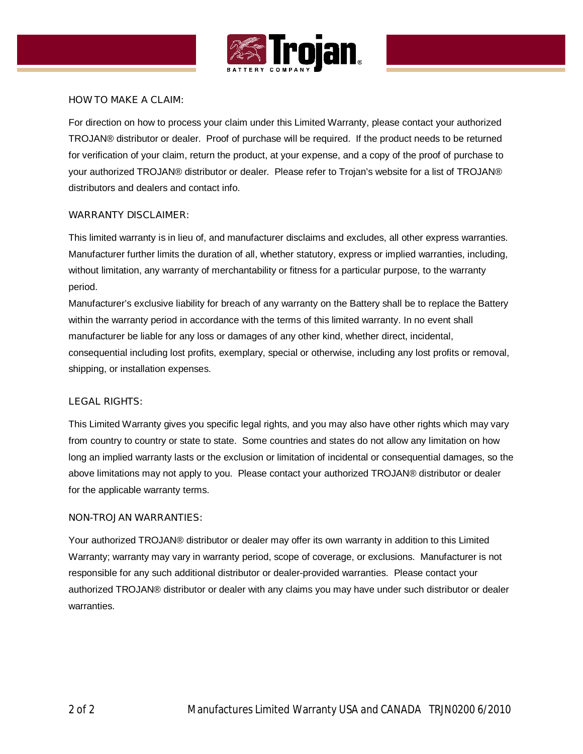## HOW TO MAKE A CLAIM:

For direction on how to process your claim under this Limited Warranty, please contact your authorized TROJAN® distributor or dealer. Proof of purchase will be required. If the product needs to be returned for verification of your claim, return the product, at your expense, and a copy of the proof of purchase to your authorized TROJAN® distributor or dealer. Please refer to Trojan's website for a list of TROJAN® distributors and dealers and contact info.

## WARRANTY DISCLAIMER:

This limited warranty is in lieu of, and manufacturer disclaims and excludes, all other express warranties. Manufacturer further limits the duration of all, whether statutory, express or implied warranties, including, without limitation, any warranty of merchantability or fitness for a particular purpose, to the warranty period.

Manufacturer's exclusive liability for breach of any warranty on the Battery shall be to replace the Battery within the warranty period in accordance with the terms of this limited warranty. In no event shall manufacturer be liable for any loss or damages of any other kind, whether direct, incidental, consequential including lost profits, exemplary, special or otherwise, including any lost profits or removal, shipping, or installation expenses.

## LEGAL RIGHTS:

This Limited Warranty gives you specific legal rights, and you may also have other rights which may vary from country to country or state to state. Some countries and states do not allow any limitation on how long an implied warranty lasts or the exclusion or limitation of incidental or consequential damages, so the above limitations may not apply to you. Please contact your authorized TROJAN® distributor or dealer for the applicable warranty terms.

## NON-TROJAN WARRANTIES:

Your authorized TROJAN® distributor or dealer may offer its own warranty in addition to this Limited Warranty; warranty may vary in warranty period, scope of coverage, or exclusions. Manufacturer is not responsible for any such additional distributor or dealer-provided warranties. Please contact your authorized TROJAN® distributor or dealer with any claims you may have under such distributor or dealer warranties.